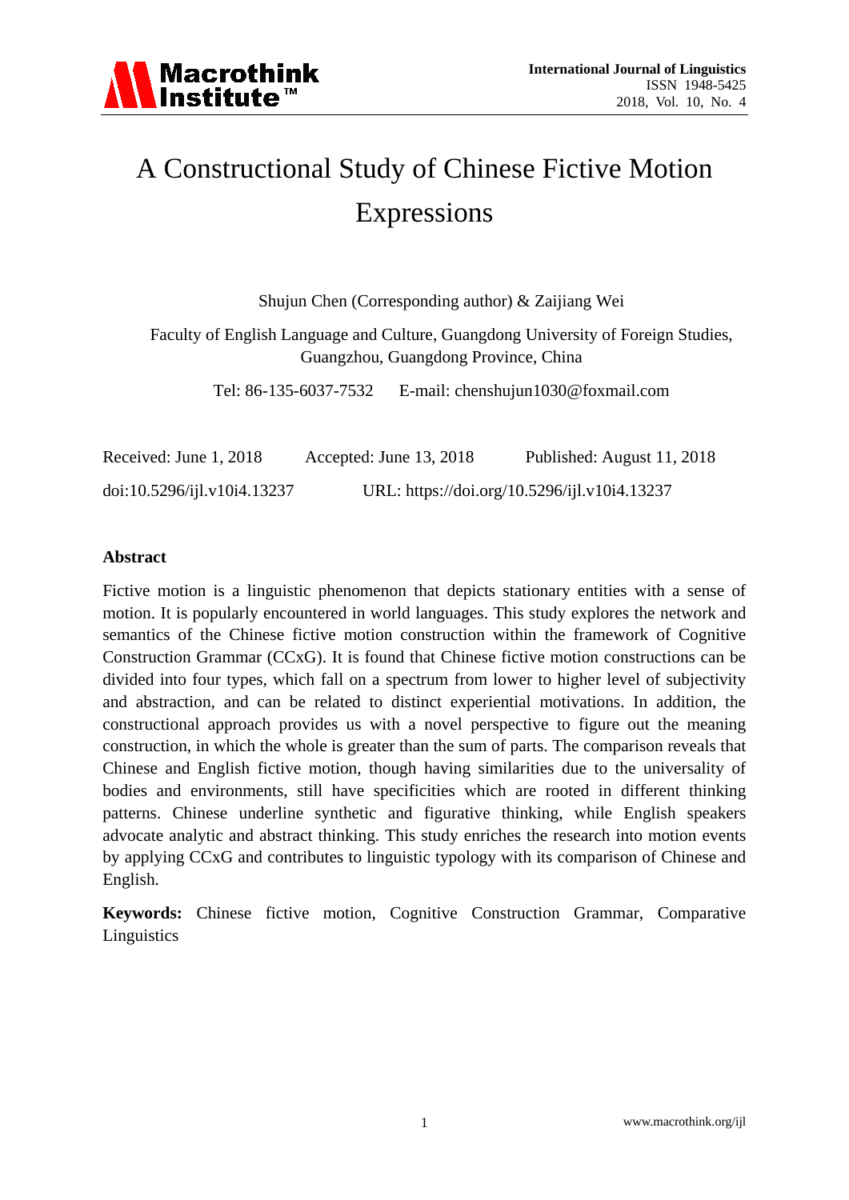# A Constructional Study of Chinese Fictive Motion Expressions

Shujun Chen (Corresponding author) & Zaijiang Wei

Faculty of English Language and Culture, Guangdong University of Foreign Studies, Guangzhou, Guangdong Province, China

Tel: 86-135-6037-7532  E-mail: chenshujun1030@foxmail.com

Received: June 1, 2018  Accepted: June 13, 2018  Published: August 11, 2018

doi:10.5296/ijl.v10i4.13237  URL: https://doi.org/10.5296/ijl.v10i4.13237

## Abstract

Fictive motion is a linguistic phenomenon that depicts stationary entities with a sense of motion. It is popularly encountered in world languages. This study explores the network and semantics of the Chinese fictive motion construction within the framework of Cognitive Construction Grammar (CCxG). It is found that Chinese fictive motion constructions can be divided into four types, which fall on a spectrum from lower to higher level of subjectivity and abstraction, and can be related to distinct experiential motivations. In addition, the constructional approach provides us with a novel perspective to figure out the meaning construction, in which the whole is greater than the sum of parts. The comparison reveals that Chinese and English fictive motion, though having similarities due to the universality of bodies and environments, still have specificities which are rooted in different thinking patterns. Chinese underline synthetic and figurative thinking, while English speakers advocate analytic and abstract thinking. This study enriches the research into motion events by applying CCxG and contributes to linguistic typology with its comparison of Chinese and English.

**Keywords:** Chinese fictive motion, Cognitive Construction Grammar, Comparative Linguistics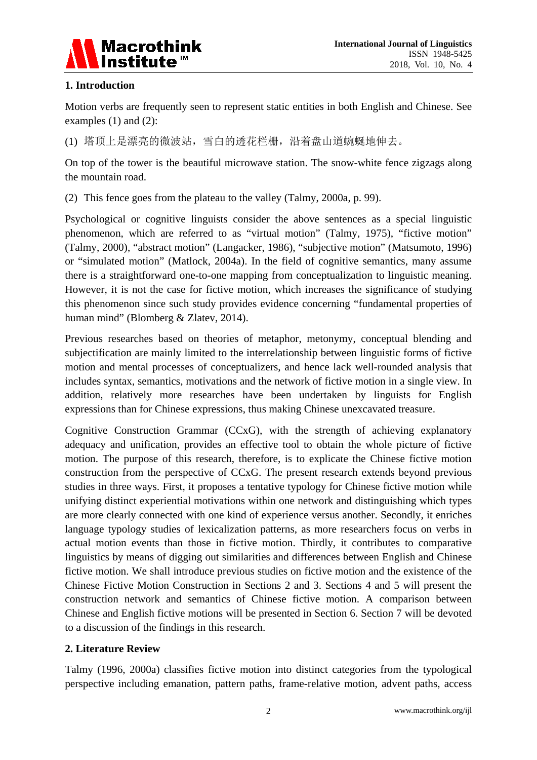## 1. Introduction

Motion verbs are frequently seen to represent static entities in both English and Chinese. See examples (1) and (2):

(1) 塔顶上是漂亮的微波站，雪白的透花栏栅，沿着盘山道蜿蜒地伸去。

On top of the tower is the beautiful microwave station. The snow-white fence zigzags along the mountain road.

(2) This fence goes from the plateau to the valley (Talmy, 2000a, p. 99).

Psychological or cognitive linguists consider the above sentences as a special linguistic phenomenon, which are referred to as "virtual motion" (Talmy, 1975), "fictive motion" (Talmy, 2000), "abstract motion" (Langacker, 1986), "subjective motion" (Matsumoto, 1996) or "simulated motion" (Matlock, 2004a). In the field of cognitive semantics, many assume there is a straightforward one-to-one mapping from conceptualization to linguistic meaning. However, it is not the case for fictive motion, which increases the significance of studying this phenomenon since such study provides evidence concerning "fundamental properties of human mind" (Blomberg & Zlatev, 2014).

Previous researches based on theories of metaphor, metonymy, conceptual blending and subjectification are mainly limited to the interrelationship between linguistic forms of fictive motion and mental processes of conceptualizers, and hence lack well-rounded analysis that includes syntax, semantics, motivations and the network of fictive motion in a single view. In addition, relatively more researches have been undertaken by linguists for English expressions than for Chinese expressions, thus making Chinese unexcavated treasure.

Cognitive Construction Grammar (CCxG), with the strength of achieving explanatory adequacy and unification, provides an effective tool to obtain the whole picture of fictive motion. The purpose of this research, therefore, is to explicate the Chinese fictive motion construction from the perspective of CCxG. The present research extends beyond previous studies in three ways. First, it proposes a tentative typology for Chinese fictive motion while unifying distinct experiential motivations within one network and distinguishing which types are more clearly connected with one kind of experience versus another. Secondly, it enriches language typology studies of lexicalization patterns, as more researchers focus on verbs in actual motion events than those in fictive motion. Thirdly, it contributes to comparative linguistics by means of digging out similarities and differences between English and Chinese fictive motion. We shall introduce previous studies on fictive motion and the existence of the Chinese Fictive Motion Construction in Sections 2 and 3. Sections 4 and 5 will present the construction network and semantics of Chinese fictive motion. A comparison between Chinese and English fictive motions will be presented in Section 6. Section 7 will be devoted to a discussion of the findings in this research.

## 2. Literature Review

Talmy (1996, 2000a) classifies fictive motion into distinct categories from the typological perspective including emanation, pattern paths, frame-relative motion, advent paths, access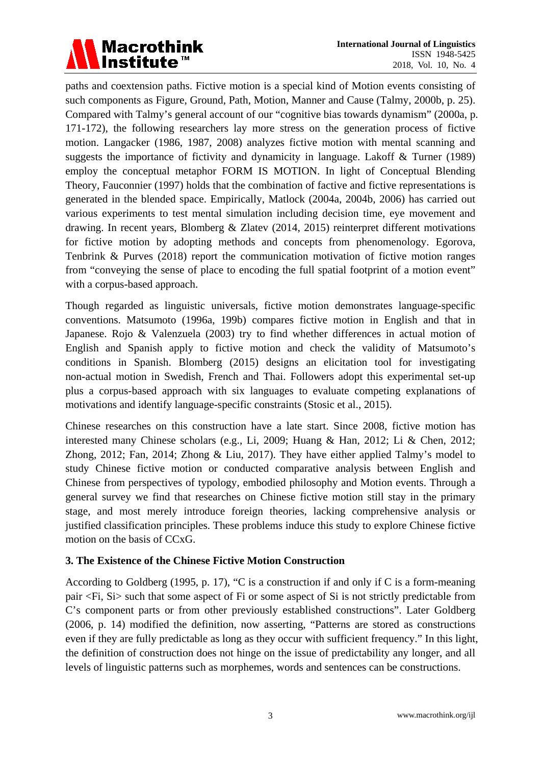paths and coextension paths. Fictive motion is a special kind of Motion events consisting of such components as Figure, Ground, Path, Motion, Manner and Cause (Talmy, 2000b, p. 25). Compared with Talmy's general account of our "cognitive bias towards dynamism" (2000a, p. 171-172), the following researchers lay more stress on the generation process of fictive motion. Langacker (1986, 1987, 2008) analyzes fictive motion with mental scanning and suggests the importance of fictivity and dynamicity in language. Lakoff & Turner (1989) employ the conceptual metaphor FORM IS MOTION. In light of Conceptual Blending Theory, Fauconnier (1997) holds that the combination of factive and fictive representations is generated in the blended space. Empirically, Matlock (2004a, 2004b, 2006) has carried out various experiments to test mental simulation including decision time, eye movement and drawing. In recent years, Blomberg & Zlatev (2014, 2015) reinterpret different motivations for fictive motion by adopting methods and concepts from phenomenology. Egorova, Tenbrink & Purves (2018) report the communication motivation of fictive motion ranges from "conveying the sense of place to encoding the full spatial footprint of a motion event" with a corpus-based approach.

Though regarded as linguistic universals, fictive motion demonstrates language-specific conventions. Matsumoto (1996a, 199b) compares fictive motion in English and that in Japanese. Rojo & Valenzuela (2003) try to find whether differences in actual motion of English and Spanish apply to fictive motion and check the validity of Matsumoto's conditions in Spanish. Blomberg (2015) designs an elicitation tool for investigating non-actual motion in Swedish, French and Thai. Followers adopt this experimental set-up plus a corpus-based approach with six languages to evaluate competing explanations of motivations and identify language-specific constraints (Stosic et al., 2015).

Chinese researches on this construction have a late start. Since 2008, fictive motion has interested many Chinese scholars (e.g., Li, 2009; Huang & Han, 2012; Li & Chen, 2012; Zhong, 2012; Fan, 2014; Zhong & Liu, 2017). They have either applied Talmy's model to study Chinese fictive motion or conducted comparative analysis between English and Chinese from perspectives of typology, embodied philosophy and Motion events. Through a general survey we find that researches on Chinese fictive motion still stay in the primary stage, and most merely introduce foreign theories, lacking comprehensive analysis or justified classification principles. These problems induce this study to explore Chinese fictive motion on the basis of CCxG.

## 3. The Existence of the Chinese Fictive Motion Construction

According to Goldberg (1995, p. 17), "C is a construction if and only if C is a form-meaning pair <Fi, Si> such that some aspect of Fi or some aspect of Si is not strictly predictable from C's component parts or from other previously established constructions". Later Goldberg (2006, p. 14) modified the definition, now asserting, "Patterns are stored as constructions even if they are fully predictable as long as they occur with sufficient frequency." In this light, the definition of construction does not hinge on the issue of predictability any longer, and all levels of linguistic patterns such as morphemes, words and sentences can be constructions.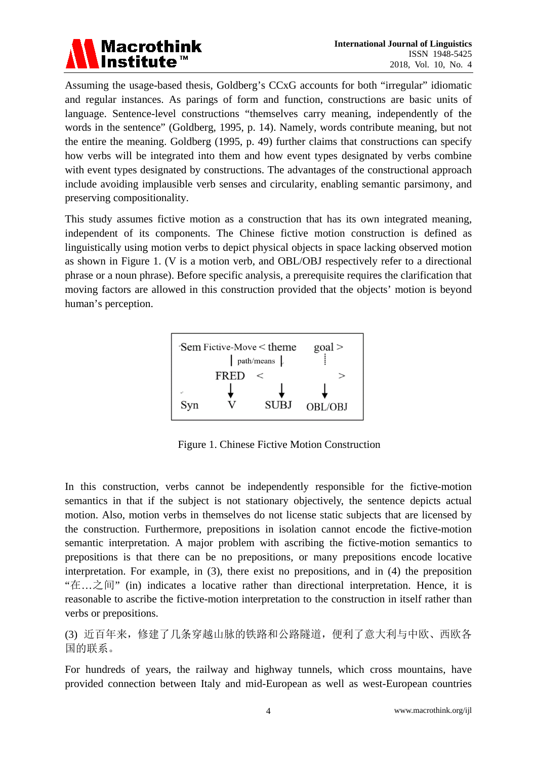Assuming the usage-based thesis, Goldberg's CCxG accounts for both "irregular" idiomatic and regular instances. As parings of form and function, constructions are basic units of language. Sentence-level constructions "themselves carry meaning, independently of the words in the sentence" (Goldberg, 1995, p. 14). Namely, words contribute meaning, but not the entire the meaning. Goldberg (1995, p. 49) further claims that constructions can specify how verbs will be integrated into them and how event types designated by verbs combine with event types designated by constructions. The advantages of the constructional approach include avoiding implausible verb senses and circularity, enabling semantic parsimony, and preserving compositionality.

This study assumes fictive motion as a construction that has its own integrated meaning, independent of its components. The Chinese fictive motion construction is defined as linguistically using motion verbs to depict physical objects in space lacking observed motion as shown in Figure 1. (V is a motion verb, and OBL/OBJ respectively refer to a directional phrase or a noun phrase). Before specific analysis, a prerequisite requires the clarification that moving factors are allowed in this construction provided that the objects' motion is beyond human's perception.

```
Sem Fictive-Move < theme        goal >
                  | path/means |   ⋮
         FRED    <                 >
          ↓           ↓            ↓
Syn       V          SUBJ       OBL/OBJ
```

Figure 1. Chinese Fictive Motion Construction

In this construction, verbs cannot be independently responsible for the fictive-motion semantics in that if the subject is not stationary objectively, the sentence depicts actual motion. Also, motion verbs in themselves do not license static subjects that are licensed by the construction. Furthermore, prepositions in isolation cannot encode the fictive-motion semantic interpretation. A major problem with ascribing the fictive-motion semantics to prepositions is that there can be no prepositions, or many prepositions encode locative interpretation. For example, in (3), there exist no prepositions, and in (4) the preposition "在…之间" (in) indicates a locative rather than directional interpretation. Hence, it is reasonable to ascribe the fictive-motion interpretation to the construction in itself rather than verbs or prepositions.

(3) 近百年来，修建了几条穿越山脉的铁路和公路隧道，便利了意大利与中欧、西欧各国的联系。

For hundreds of years, the railway and highway tunnels, which cross mountains, have provided connection between Italy and mid-European as well as west-European countries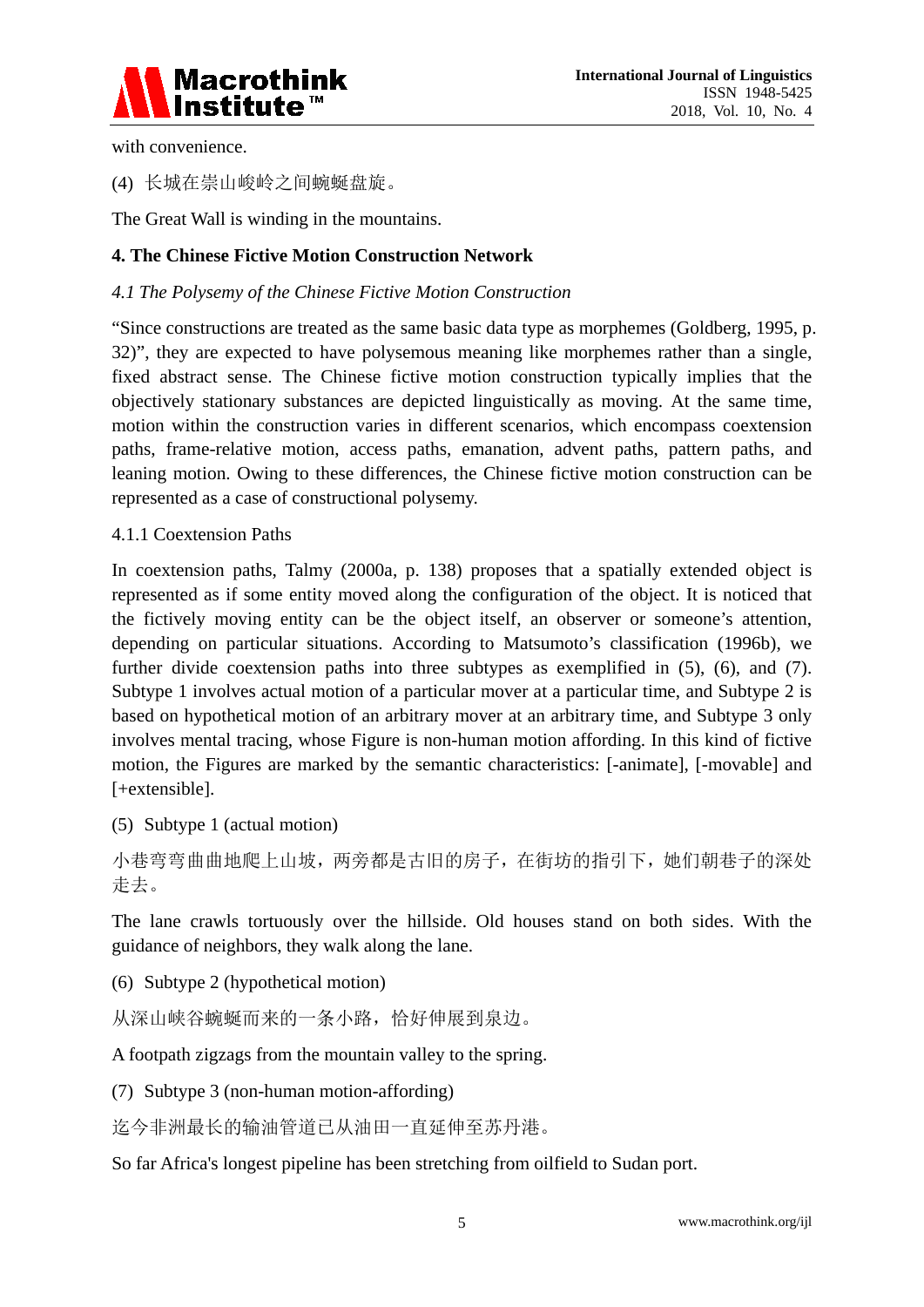with convenience.

(4) 长城在崇山峻岭之间蜿蜒盘旋。

The Great Wall is winding in the mountains.

## 4. The Chinese Fictive Motion Construction Network

### *4.1 The Polysemy of the Chinese Fictive Motion Construction*

"Since constructions are treated as the same basic data type as morphemes (Goldberg, 1995, p. 32)", they are expected to have polysemous meaning like morphemes rather than a single, fixed abstract sense. The Chinese fictive motion construction typically implies that the objectively stationary substances are depicted linguistically as moving. At the same time, motion within the construction varies in different scenarios, which encompass coextension paths, frame-relative motion, access paths, emanation, advent paths, pattern paths, and leaning motion. Owing to these differences, the Chinese fictive motion construction can be represented as a case of constructional polysemy.

#### 4.1.1 Coextension Paths

In coextension paths, Talmy (2000a, p. 138) proposes that a spatially extended object is represented as if some entity moved along the configuration of the object. It is noticed that the fictively moving entity can be the object itself, an observer or someone's attention, depending on particular situations. According to Matsumoto's classification (1996b), we further divide coextension paths into three subtypes as exemplified in (5), (6), and (7). Subtype 1 involves actual motion of a particular mover at a particular time, and Subtype 2 is based on hypothetical motion of an arbitrary mover at an arbitrary time, and Subtype 3 only involves mental tracing, whose Figure is non-human motion affording. In this kind of fictive motion, the Figures are marked by the semantic characteristics: [-animate], [-movable] and [+extensible].

(5) Subtype 1 (actual motion)

小巷弯弯曲曲地爬上山坡，两旁都是古旧的房子，在街坊的指引下，她们朝巷子的深处走去。

The lane crawls tortuously over the hillside. Old houses stand on both sides. With the guidance of neighbors, they walk along the lane.

(6) Subtype 2 (hypothetical motion)

从深山峡谷蜿蜒而来的一条小路，恰好伸展到泉边。

A footpath zigzags from the mountain valley to the spring.

(7) Subtype 3 (non-human motion-affording)

迄今非洲最长的输油管道已从油田一直延伸至苏丹港。

So far Africa's longest pipeline has been stretching from oilfield to Sudan port.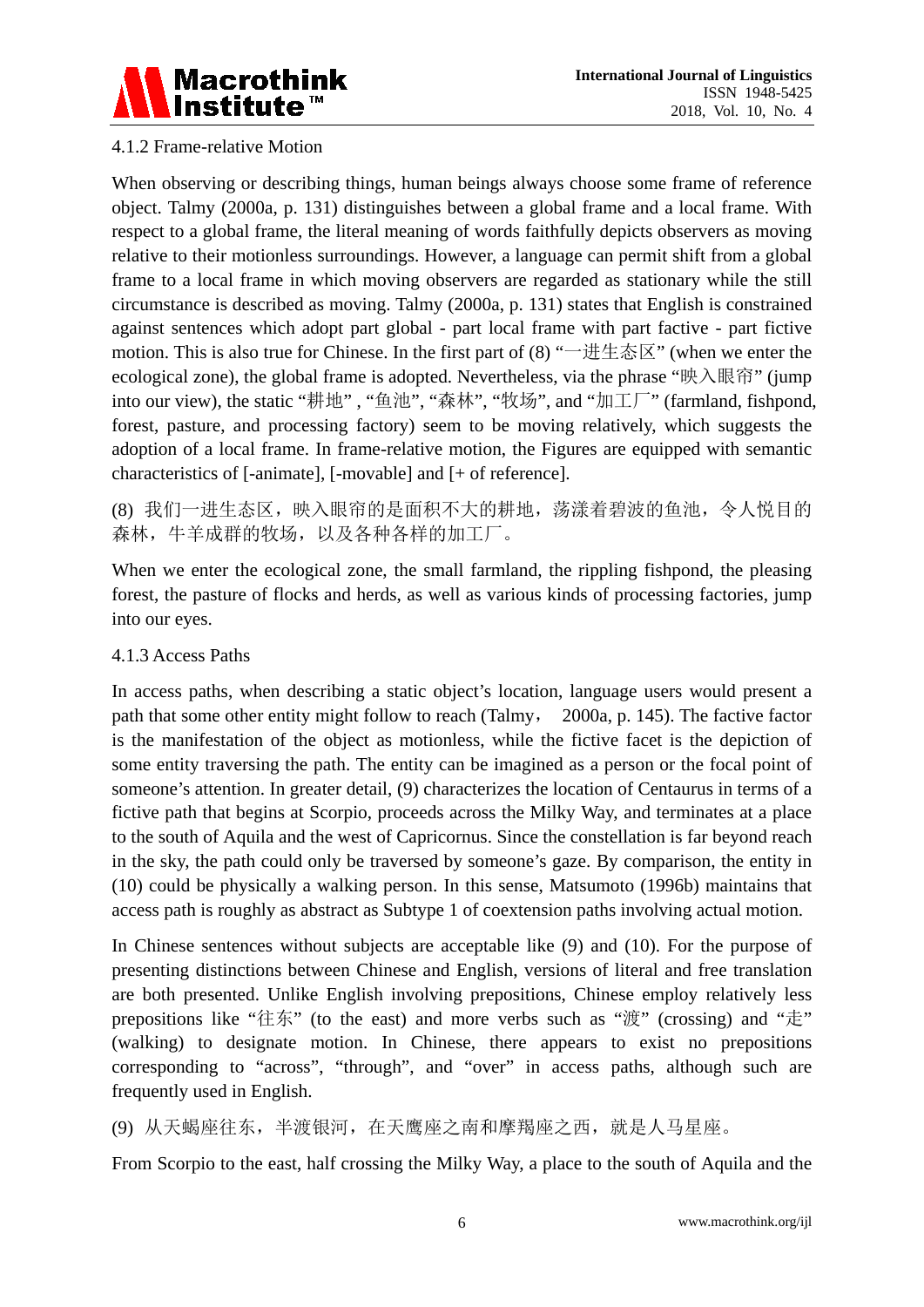#### 4.1.2 Frame-relative Motion

When observing or describing things, human beings always choose some frame of reference object. Talmy (2000a, p. 131) distinguishes between a global frame and a local frame. With respect to a global frame, the literal meaning of words faithfully depicts observers as moving relative to their motionless surroundings. However, a language can permit shift from a global frame to a local frame in which moving observers are regarded as stationary while the still circumstance is described as moving. Talmy (2000a, p. 131) states that English is constrained against sentences which adopt part global - part local frame with part factive - part fictive motion. This is also true for Chinese. In the first part of (8) "一进生态区" (when we enter the ecological zone), the global frame is adopted. Nevertheless, via the phrase "映入眼帘" (jump into our view), the static "耕地" , "鱼池", "森林", "牧场", and "加工厂" (farmland, fishpond, forest, pasture, and processing factory) seem to be moving relatively, which suggests the adoption of a local frame. In frame-relative motion, the Figures are equipped with semantic characteristics of [-animate], [-movable] and [+ of reference].

(8) 我们一进生态区，映入眼帘的是面积不大的耕地，荡漾着碧波的鱼池，令人悦目的森林，牛羊成群的牧场，以及各种各样的加工厂。

When we enter the ecological zone, the small farmland, the rippling fishpond, the pleasing forest, the pasture of flocks and herds, as well as various kinds of processing factories, jump into our eyes.

#### 4.1.3 Access Paths

In access paths, when describing a static object's location, language users would present a path that some other entity might follow to reach (Talmy， 2000a, p. 145). The factive factor is the manifestation of the object as motionless, while the fictive facet is the depiction of some entity traversing the path. The entity can be imagined as a person or the focal point of someone's attention. In greater detail, (9) characterizes the location of Centaurus in terms of a fictive path that begins at Scorpio, proceeds across the Milky Way, and terminates at a place to the south of Aquila and the west of Capricornus. Since the constellation is far beyond reach in the sky, the path could only be traversed by someone's gaze. By comparison, the entity in (10) could be physically a walking person. In this sense, Matsumoto (1996b) maintains that access path is roughly as abstract as Subtype 1 of coextension paths involving actual motion.

In Chinese sentences without subjects are acceptable like (9) and (10). For the purpose of presenting distinctions between Chinese and English, versions of literal and free translation are both presented. Unlike English involving prepositions, Chinese employ relatively less prepositions like "往东" (to the east) and more verbs such as "渡" (crossing) and "走" (walking) to designate motion. In Chinese, there appears to exist no prepositions corresponding to "across", "through", and "over" in access paths, although such are frequently used in English.

(9) 从天蝎座往东，半渡银河，在天鹰座之南和摩羯座之西，就是人马星座。

From Scorpio to the east, half crossing the Milky Way, a place to the south of Aquila and the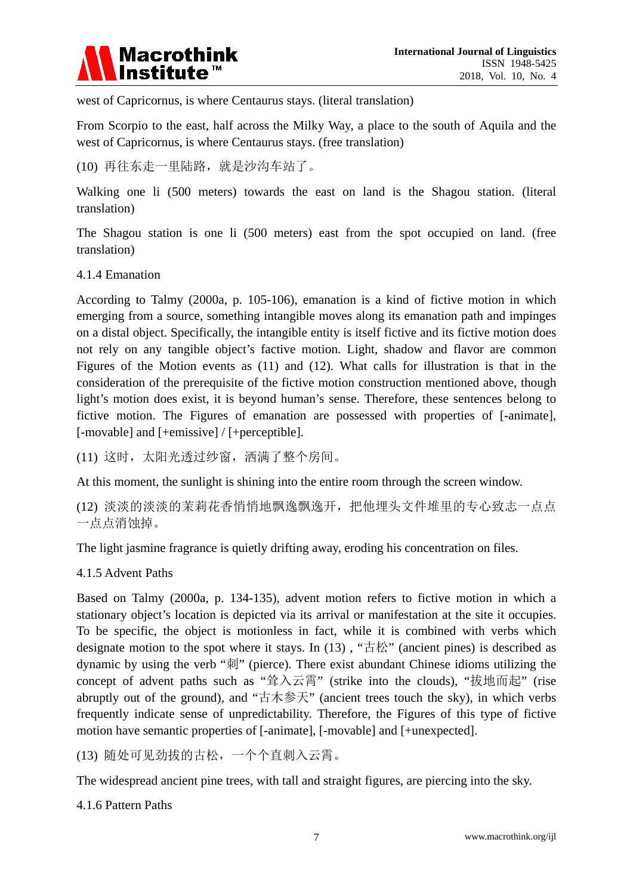west of Capricornus, is where Centaurus stays. (literal translation)

From Scorpio to the east, half across the Milky Way, a place to the south of Aquila and the west of Capricornus, is where Centaurus stays. (free translation)

(10) 再往东走一里陆路，就是沙沟车站了。

Walking one li (500 meters) towards the east on land is the Shagou station. (literal translation)

The Shagou station is one li (500 meters) east from the spot occupied on land. (free translation)

#### 4.1.4 Emanation

According to Talmy (2000a, p. 105-106), emanation is a kind of fictive motion in which emerging from a source, something intangible moves along its emanation path and impinges on a distal object. Specifically, the intangible entity is itself fictive and its fictive motion does not rely on any tangible object's factive motion. Light, shadow and flavor are common Figures of the Motion events as (11) and (12). What calls for illustration is that in the consideration of the prerequisite of the fictive motion construction mentioned above, though light's motion does exist, it is beyond human's sense. Therefore, these sentences belong to fictive motion. The Figures of emanation are possessed with properties of [-animate], [-movable] and [+emissive] / [+perceptible].

(11) 这时，太阳光透过纱窗，洒满了整个房间。

At this moment, the sunlight is shining into the entire room through the screen window.

(12) 淡淡的淡淡的茉莉花香悄悄地飘逸飘逸开，把他埋头文件堆里的专心致志一点点一点点消蚀掉。

The light jasmine fragrance is quietly drifting away, eroding his concentration on files.

#### 4.1.5 Advent Paths

Based on Talmy (2000a, p. 134-135), advent motion refers to fictive motion in which a stationary object's location is depicted via its arrival or manifestation at the site it occupies. To be specific, the object is motionless in fact, while it is combined with verbs which designate motion to the spot where it stays. In (13) , "古松" (ancient pines) is described as dynamic by using the verb "刺" (pierce). There exist abundant Chinese idioms utilizing the concept of advent paths such as "耸入云霄" (strike into the clouds), "拔地而起" (rise abruptly out of the ground), and "古木参天" (ancient trees touch the sky), in which verbs frequently indicate sense of unpredictability. Therefore, the Figures of this type of fictive motion have semantic properties of [-animate], [-movable] and [+unexpected].

(13) 随处可见劲拔的古松，一个个直刺入云霄。

The widespread ancient pine trees, with tall and straight figures, are piercing into the sky.

#### 4.1.6 Pattern Paths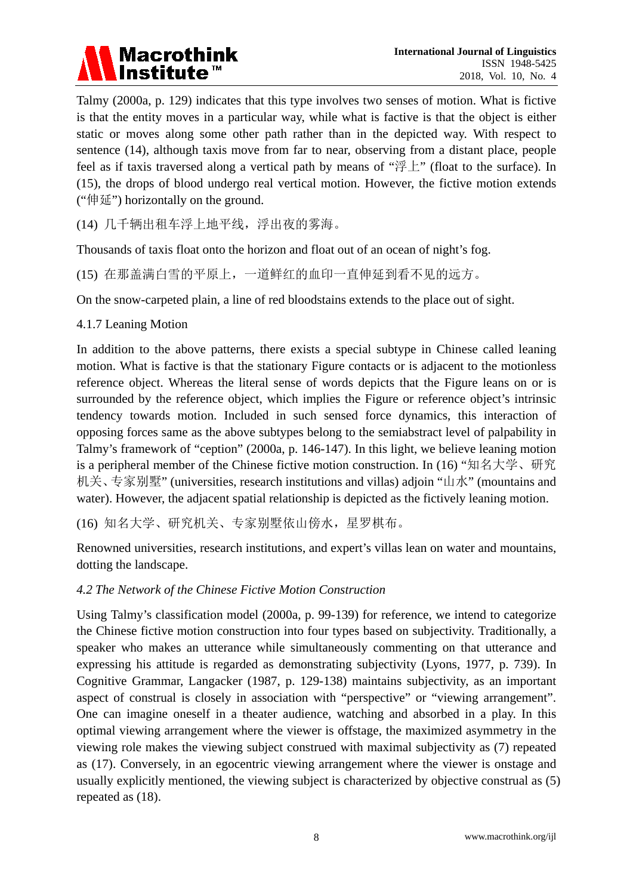Talmy (2000a, p. 129) indicates that this type involves two senses of motion. What is fictive is that the entity moves in a particular way, while what is factive is that the object is either static or moves along some other path rather than in the depicted way. With respect to sentence (14), although taxis move from far to near, observing from a distant place, people feel as if taxis traversed along a vertical path by means of "浮上" (float to the surface). In (15), the drops of blood undergo real vertical motion. However, the fictive motion extends ("伸延") horizontally on the ground.

(14) 几千辆出租车浮上地平线，浮出夜的雾海。

Thousands of taxis float onto the horizon and float out of an ocean of night's fog.

(15) 在那盖满白雪的平原上，一道鲜红的血印一直伸延到看不见的远方。

On the snow-carpeted plain, a line of red bloodstains extends to the place out of sight.

4.1.7 Leaning Motion

In addition to the above patterns, there exists a special subtype in Chinese called leaning motion. What is factive is that the stationary Figure contacts or is adjacent to the motionless reference object. Whereas the literal sense of words depicts that the Figure leans on or is surrounded by the reference object, which implies the Figure or reference object's intrinsic tendency towards motion. Included in such sensed force dynamics, this interaction of opposing forces same as the above subtypes belong to the semiabstract level of palpability in Talmy's framework of "ception" (2000a, p. 146-147). In this light, we believe leaning motion is a peripheral member of the Chinese fictive motion construction. In (16) "知名大学、研究机关、专家别墅" (universities, research institutions and villas) adjoin "山水" (mountains and water). However, the adjacent spatial relationship is depicted as the fictively leaning motion.

(16) 知名大学、研究机关、专家别墅依山傍水，星罗棋布。

Renowned universities, research institutions, and expert's villas lean on water and mountains, dotting the landscape.

### *4.2 The Network of the Chinese Fictive Motion Construction*

Using Talmy's classification model (2000a, p. 99-139) for reference, we intend to categorize the Chinese fictive motion construction into four types based on subjectivity. Traditionally, a speaker who makes an utterance while simultaneously commenting on that utterance and expressing his attitude is regarded as demonstrating subjectivity (Lyons, 1977, p. 739). In Cognitive Grammar, Langacker (1987, p. 129-138) maintains subjectivity, as an important aspect of construal is closely in association with "perspective" or "viewing arrangement". One can imagine oneself in a theater audience, watching and absorbed in a play. In this optimal viewing arrangement where the viewer is offstage, the maximized asymmetry in the viewing role makes the viewing subject construed with maximal subjectivity as (7) repeated as (17). Conversely, in an egocentric viewing arrangement where the viewer is onstage and usually explicitly mentioned, the viewing subject is characterized by objective construal as (5) repeated as (18).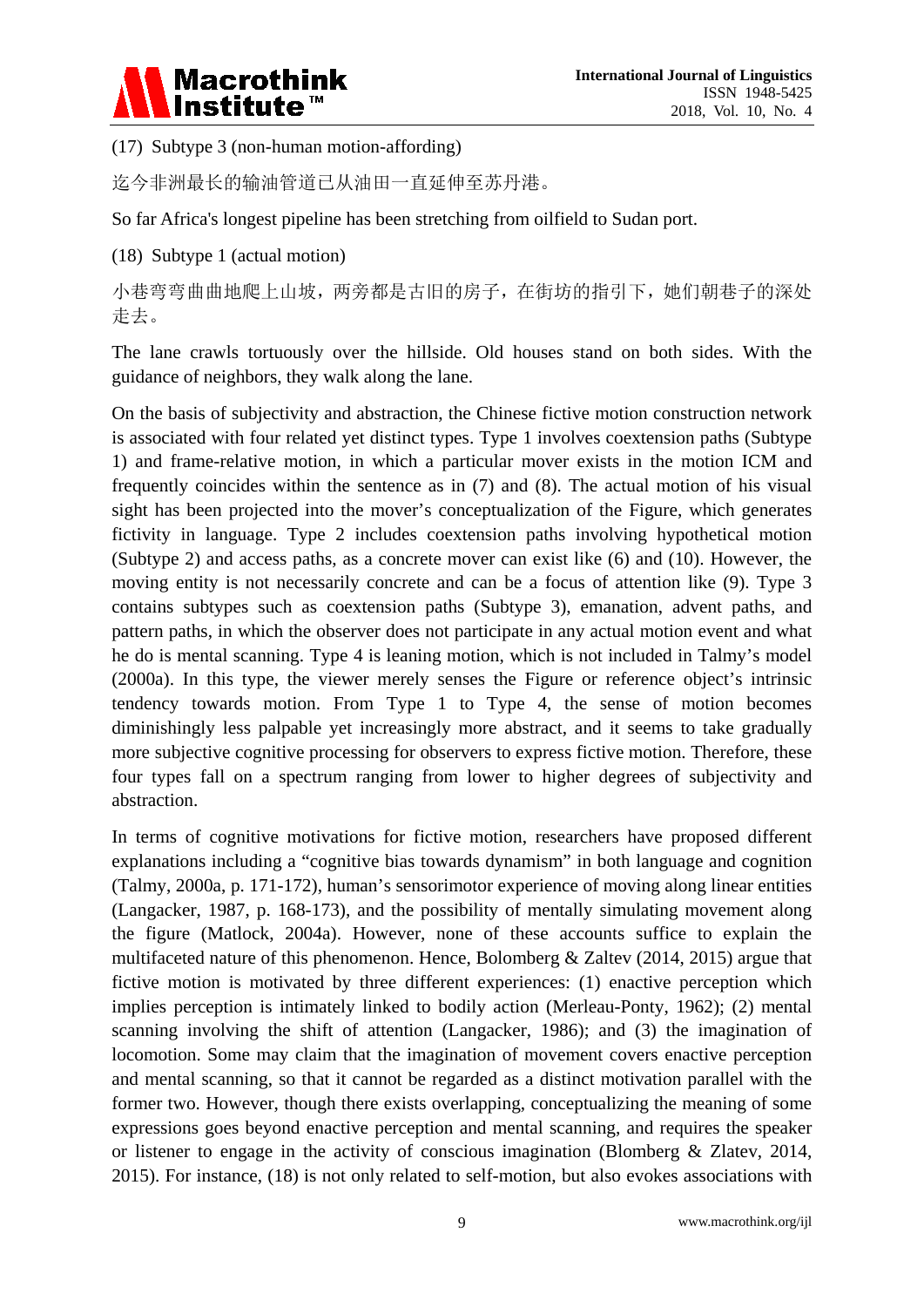(17) Subtype 3 (non-human motion-affording)

迄今非洲最长的输油管道已从油田一直延伸至苏丹港。

So far Africa's longest pipeline has been stretching from oilfield to Sudan port.

(18) Subtype 1 (actual motion)

小巷弯弯曲曲地爬上山坡，两旁都是古旧的房子，在街坊的指引下，她们朝巷子的深处走去。

The lane crawls tortuously over the hillside. Old houses stand on both sides. With the guidance of neighbors, they walk along the lane.

On the basis of subjectivity and abstraction, the Chinese fictive motion construction network is associated with four related yet distinct types. Type 1 involves coextension paths (Subtype 1) and frame-relative motion, in which a particular mover exists in the motion ICM and frequently coincides within the sentence as in (7) and (8). The actual motion of his visual sight has been projected into the mover's conceptualization of the Figure, which generates fictivity in language. Type 2 includes coextension paths involving hypothetical motion (Subtype 2) and access paths, as a concrete mover can exist like (6) and (10). However, the moving entity is not necessarily concrete and can be a focus of attention like (9). Type 3 contains subtypes such as coextension paths (Subtype 3), emanation, advent paths, and pattern paths, in which the observer does not participate in any actual motion event and what he do is mental scanning. Type 4 is leaning motion, which is not included in Talmy's model (2000a). In this type, the viewer merely senses the Figure or reference object's intrinsic tendency towards motion. From Type 1 to Type 4, the sense of motion becomes diminishingly less palpable yet increasingly more abstract, and it seems to take gradually more subjective cognitive processing for observers to express fictive motion. Therefore, these four types fall on a spectrum ranging from lower to higher degrees of subjectivity and abstraction.

In terms of cognitive motivations for fictive motion, researchers have proposed different explanations including a "cognitive bias towards dynamism" in both language and cognition (Talmy, 2000a, p. 171-172), human's sensorimotor experience of moving along linear entities (Langacker, 1987, p. 168-173), and the possibility of mentally simulating movement along the figure (Matlock, 2004a). However, none of these accounts suffice to explain the multifaceted nature of this phenomenon. Hence, Bolomberg & Zaltev (2014, 2015) argue that fictive motion is motivated by three different experiences: (1) enactive perception which implies perception is intimately linked to bodily action (Merleau-Ponty, 1962); (2) mental scanning involving the shift of attention (Langacker, 1986); and (3) the imagination of locomotion. Some may claim that the imagination of movement covers enactive perception and mental scanning, so that it cannot be regarded as a distinct motivation parallel with the former two. However, though there exists overlapping, conceptualizing the meaning of some expressions goes beyond enactive perception and mental scanning, and requires the speaker or listener to engage in the activity of conscious imagination (Blomberg & Zlatev, 2014, 2015). For instance, (18) is not only related to self-motion, but also evokes associations with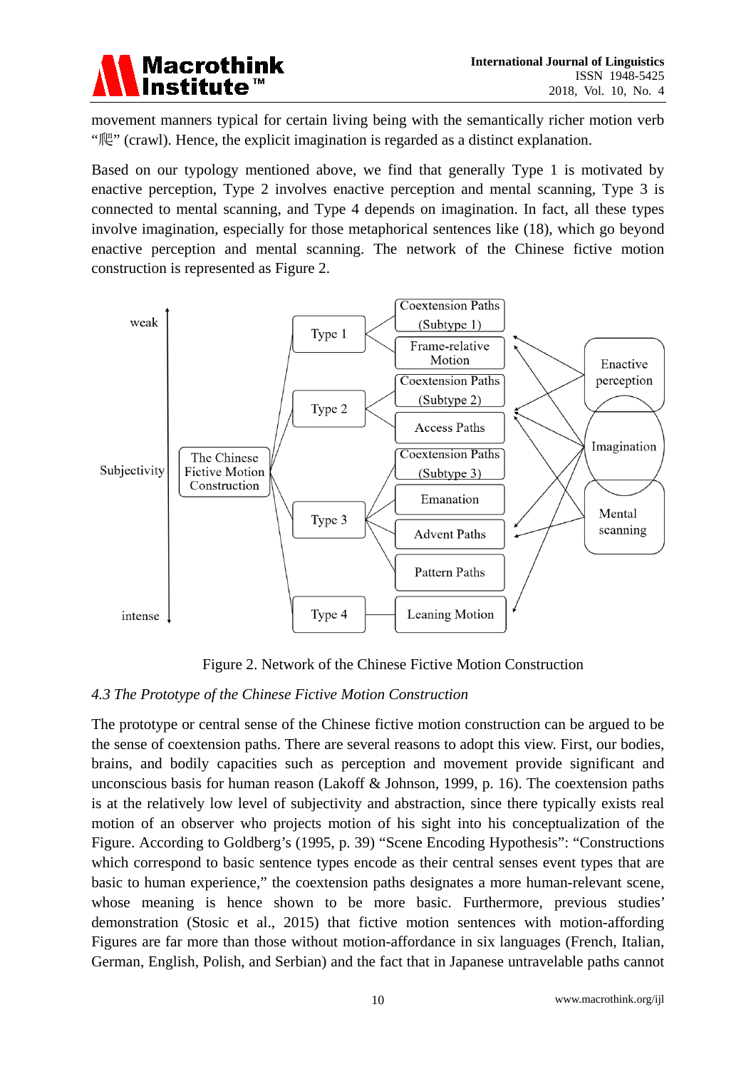movement manners typical for certain living being with the semantically richer motion verb "爬" (crawl). Hence, the explicit imagination is regarded as a distinct explanation.

Based on our typology mentioned above, we find that generally Type 1 is motivated by enactive perception, Type 2 involves enactive perception and mental scanning, Type 3 is connected to mental scanning, and Type 4 depends on imagination. In fact, all these types involve imagination, especially for those metaphorical sentences like (18), which go beyond enactive perception and mental scanning. The network of the Chinese fictive motion construction is represented as Figure 2.

Figure 2. Network of the Chinese Fictive Motion Construction

### *4.3 The Prototype of the Chinese Fictive Motion Construction*

The prototype or central sense of the Chinese fictive motion construction can be argued to be the sense of coextension paths. There are several reasons to adopt this view. First, our bodies, brains, and bodily capacities such as perception and movement provide significant and unconscious basis for human reason (Lakoff & Johnson, 1999, p. 16). The coextension paths is at the relatively low level of subjectivity and abstraction, since there typically exists real motion of an observer who projects motion of his sight into his conceptualization of the Figure. According to Goldberg's (1995, p. 39) "Scene Encoding Hypothesis": "Constructions which correspond to basic sentence types encode as their central senses event types that are basic to human experience," the coextension paths designates a more human-relevant scene, whose meaning is hence shown to be more basic. Furthermore, previous studies' demonstration (Stosic et al., 2015) that fictive motion sentences with motion-affording Figures are far more than those without motion-affordance in six languages (French, Italian, German, English, Polish, and Serbian) and the fact that in Japanese untravelable paths cannot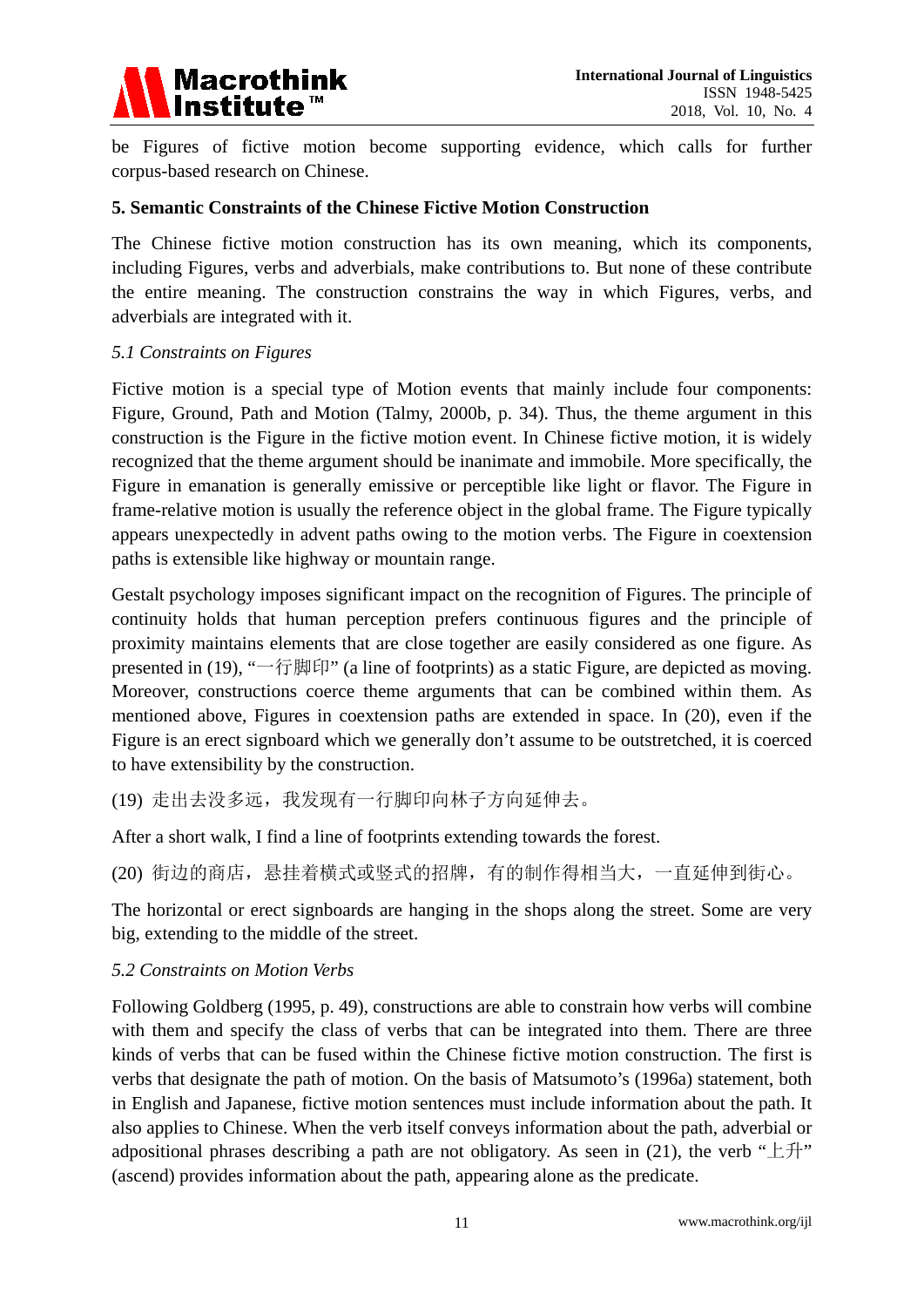be Figures of fictive motion become supporting evidence, which calls for further corpus-based research on Chinese.

## 5. Semantic Constraints of the Chinese Fictive Motion Construction

The Chinese fictive motion construction has its own meaning, which its components, including Figures, verbs and adverbials, make contributions to. But none of these contribute the entire meaning. The construction constrains the way in which Figures, verbs, and adverbials are integrated with it.

### *5.1 Constraints on Figures*

Fictive motion is a special type of Motion events that mainly include four components: Figure, Ground, Path and Motion (Talmy, 2000b, p. 34). Thus, the theme argument in this construction is the Figure in the fictive motion event. In Chinese fictive motion, it is widely recognized that the theme argument should be inanimate and immobile. More specifically, the Figure in emanation is generally emissive or perceptible like light or flavor. The Figure in frame-relative motion is usually the reference object in the global frame. The Figure typically appears unexpectedly in advent paths owing to the motion verbs. The Figure in coextension paths is extensible like highway or mountain range.

Gestalt psychology imposes significant impact on the recognition of Figures. The principle of continuity holds that human perception prefers continuous figures and the principle of proximity maintains elements that are close together are easily considered as one figure. As presented in (19), "一行脚印" (a line of footprints) as a static Figure, are depicted as moving. Moreover, constructions coerce theme arguments that can be combined within them. As mentioned above, Figures in coextension paths are extended in space. In (20), even if the Figure is an erect signboard which we generally don't assume to be outstretched, it is coerced to have extensibility by the construction.

(19) 走出去没多远，我发现有一行脚印向林子方向延伸去。

After a short walk, I find a line of footprints extending towards the forest.

(20) 街边的商店，悬挂着横式或竖式的招牌，有的制作得相当大，一直延伸到街心。

The horizontal or erect signboards are hanging in the shops along the street. Some are very big, extending to the middle of the street.

### *5.2 Constraints on Motion Verbs*

Following Goldberg (1995, p. 49), constructions are able to constrain how verbs will combine with them and specify the class of verbs that can be integrated into them. There are three kinds of verbs that can be fused within the Chinese fictive motion construction. The first is verbs that designate the path of motion. On the basis of Matsumoto's (1996a) statement, both in English and Japanese, fictive motion sentences must include information about the path. It also applies to Chinese. When the verb itself conveys information about the path, adverbial or adpositional phrases describing a path are not obligatory. As seen in (21), the verb "上升" (ascend) provides information about the path, appearing alone as the predicate.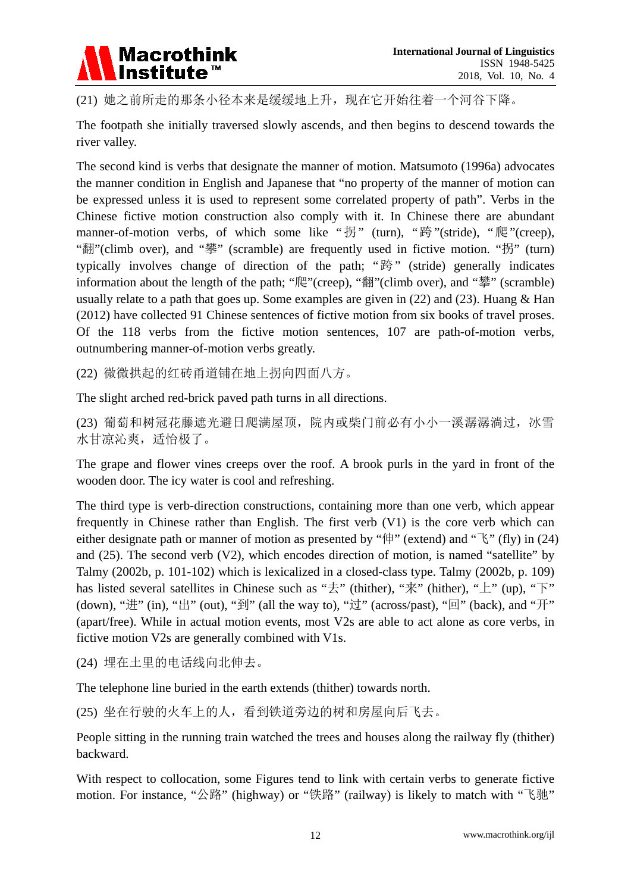(21) 她之前所走的那条小径本来是缓缓地上升，现在它开始往着一个河谷下降。

The footpath she initially traversed slowly ascends, and then begins to descend towards the river valley.

The second kind is verbs that designate the manner of motion. Matsumoto (1996a) advocates the manner condition in English and Japanese that “no property of the manner of motion can be expressed unless it is used to represent some correlated property of path”. Verbs in the Chinese fictive motion construction also comply with it. In Chinese there are abundant manner-of-motion verbs, of which some like “拐” (turn), “跨”(stride), “爬”(creep), “翻”(climb over), and “攀” (scramble) are frequently used in fictive motion. “拐” (turn) typically involves change of direction of the path; “跨” (stride) generally indicates information about the length of the path; “爬”(creep), “翻”(climb over), and “攀” (scramble) usually relate to a path that goes up. Some examples are given in (22) and (23). Huang & Han (2012) have collected 91 Chinese sentences of fictive motion from six books of travel proses. Of the 118 verbs from the fictive motion sentences, 107 are path-of-motion verbs, outnumbering manner-of-motion verbs greatly.

(22) 微微拱起的红砖甬道铺在地上拐向四面八方。

The slight arched red-brick paved path turns in all directions.

(23) 葡萄和树冠花藤遮光避日爬满屋顶，院内或柴门前必有小小一溪潺潺淌过，冰雪水甘凉沁爽，适怡极了。

The grape and flower vines creeps over the roof. A brook purls in the yard in front of the wooden door. The icy water is cool and refreshing.

The third type is verb-direction constructions, containing more than one verb, which appear frequently in Chinese rather than English. The first verb (V1) is the core verb which can either designate path or manner of motion as presented by “伸” (extend) and “飞” (fly) in (24) and (25). The second verb (V2), which encodes direction of motion, is named “satellite” by Talmy (2002b, p. 101-102) which is lexicalized in a closed-class type. Talmy (2002b, p. 109) has listed several satellites in Chinese such as “去” (thither), “来” (hither), “上” (up), “下” (down), “进” (in), “出” (out), “到” (all the way to), “过” (across/past), “回” (back), and “开” (apart/free). While in actual motion events, most V2s are able to act alone as core verbs, in fictive motion V2s are generally combined with V1s.

(24) 埋在土里的电话线向北伸去。

The telephone line buried in the earth extends (thither) towards north.

(25) 坐在行驶的火车上的人，看到铁道旁边的树和房屋向后飞去。

People sitting in the running train watched the trees and houses along the railway fly (thither) backward.

With respect to collocation, some Figures tend to link with certain verbs to generate fictive motion. For instance, “公路” (highway) or “铁路” (railway) is likely to match with “飞驰”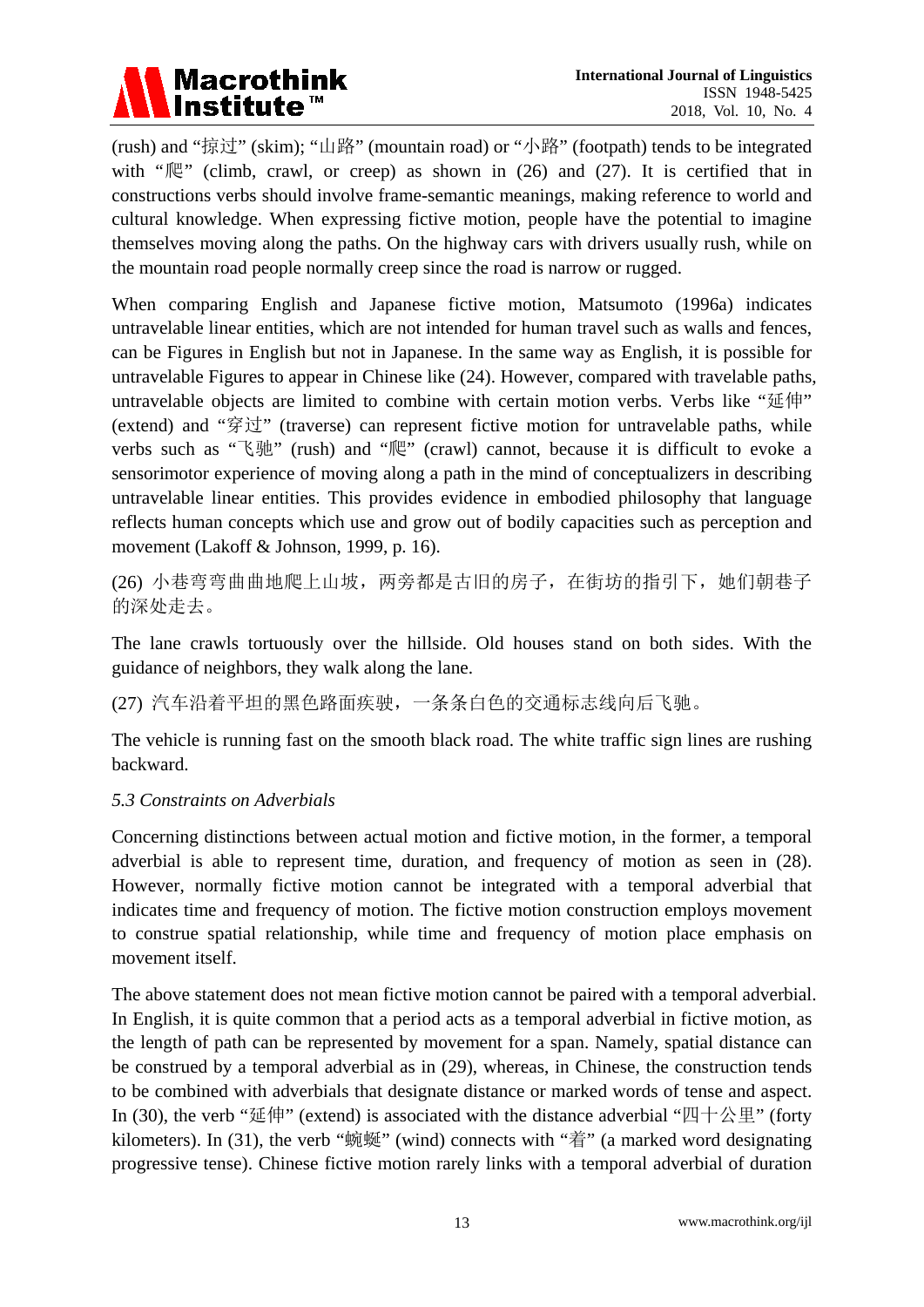(rush) and "掠过" (skim); "山路" (mountain road) or "小路" (footpath) tends to be integrated with "爬" (climb, crawl, or creep) as shown in (26) and (27). It is certified that in constructions verbs should involve frame-semantic meanings, making reference to world and cultural knowledge. When expressing fictive motion, people have the potential to imagine themselves moving along the paths. On the highway cars with drivers usually rush, while on the mountain road people normally creep since the road is narrow or rugged.

When comparing English and Japanese fictive motion, Matsumoto (1996a) indicates untravelable linear entities, which are not intended for human travel such as walls and fences, can be Figures in English but not in Japanese. In the same way as English, it is possible for untravelable Figures to appear in Chinese like (24). However, compared with travelable paths, untravelable objects are limited to combine with certain motion verbs. Verbs like "延伸" (extend) and "穿过" (traverse) can represent fictive motion for untravelable paths, while verbs such as "飞驰" (rush) and "爬" (crawl) cannot, because it is difficult to evoke a sensorimotor experience of moving along a path in the mind of conceptualizers in describing untravelable linear entities. This provides evidence in embodied philosophy that language reflects human concepts which use and grow out of bodily capacities such as perception and movement (Lakoff & Johnson, 1999, p. 16).

(26) 小巷弯弯曲曲地爬上山坡，两旁都是古旧的房子，在街坊的指引下，她们朝巷子的深处走去。

The lane crawls tortuously over the hillside. Old houses stand on both sides. With the guidance of neighbors, they walk along the lane.

(27) 汽车沿着平坦的黑色路面疾驶，一条条白色的交通标志线向后飞驰。

The vehicle is running fast on the smooth black road. The white traffic sign lines are rushing backward.

*5.3 Constraints on Adverbials*

Concerning distinctions between actual motion and fictive motion, in the former, a temporal adverbial is able to represent time, duration, and frequency of motion as seen in (28). However, normally fictive motion cannot be integrated with a temporal adverbial that indicates time and frequency of motion. The fictive motion construction employs movement to construe spatial relationship, while time and frequency of motion place emphasis on movement itself.

The above statement does not mean fictive motion cannot be paired with a temporal adverbial. In English, it is quite common that a period acts as a temporal adverbial in fictive motion, as the length of path can be represented by movement for a span. Namely, spatial distance can be construed by a temporal adverbial as in (29), whereas, in Chinese, the construction tends to be combined with adverbials that designate distance or marked words of tense and aspect. In (30), the verb "延伸" (extend) is associated with the distance adverbial "四十公里" (forty kilometers). In (31), the verb "蜿蜒" (wind) connects with "着" (a marked word designating progressive tense). Chinese fictive motion rarely links with a temporal adverbial of duration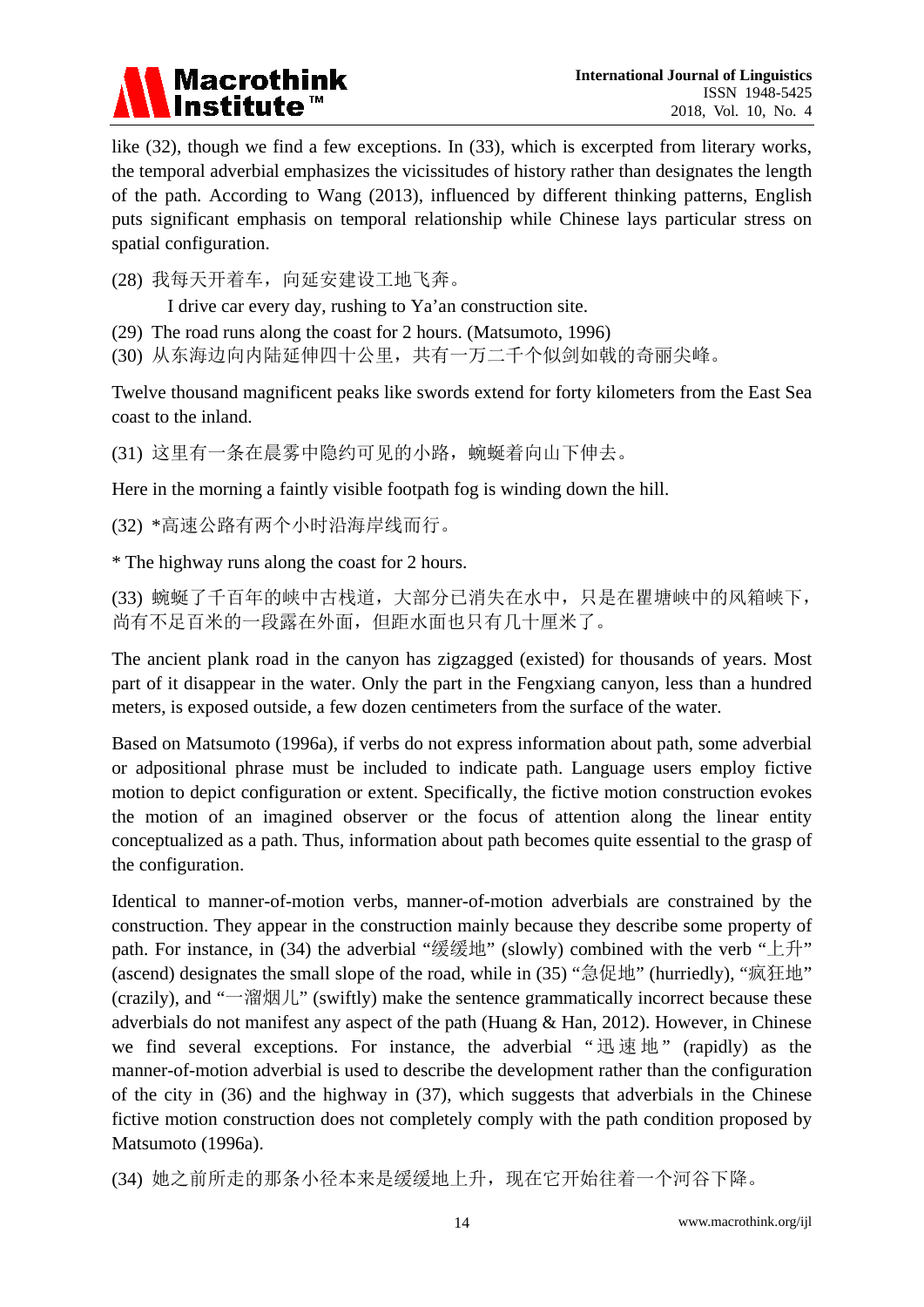like (32), though we find a few exceptions. In (33), which is excerpted from literary works, the temporal adverbial emphasizes the vicissitudes of history rather than designates the length of the path. According to Wang (2013), influenced by different thinking patterns, English puts significant emphasis on temporal relationship while Chinese lays particular stress on spatial configuration.

(28) 我每天开着车，向延安建设工地飞奔。

I drive car every day, rushing to Ya'an construction site.

(29) The road runs along the coast for 2 hours. (Matsumoto, 1996)

(30) 从东海边向内陆延伸四十公里，共有一万二千个似剑如戟的奇丽尖峰。

Twelve thousand magnificent peaks like swords extend for forty kilometers from the East Sea coast to the inland.

(31) 这里有一条在晨雾中隐约可见的小路，蜿蜒着向山下伸去。

Here in the morning a faintly visible footpath fog is winding down the hill.

(32) *高速公路有两个小时沿海岸线而行。

* The highway runs along the coast for 2 hours.

(33) 蜿蜒了千百年的峡中古栈道，大部分已消失在水中，只是在瞿塘峡中的风箱峡下，尚有不足百米的一段露在外面，但距水面也只有几十厘米了。

The ancient plank road in the canyon has zigzagged (existed) for thousands of years. Most part of it disappear in the water. Only the part in the Fengxiang canyon, less than a hundred meters, is exposed outside, a few dozen centimeters from the surface of the water.

Based on Matsumoto (1996a), if verbs do not express information about path, some adverbial or adpositional phrase must be included to indicate path. Language users employ fictive motion to depict configuration or extent. Specifically, the fictive motion construction evokes the motion of an imagined observer or the focus of attention along the linear entity conceptualized as a path. Thus, information about path becomes quite essential to the grasp of the configuration.

Identical to manner-of-motion verbs, manner-of-motion adverbials are constrained by the construction. They appear in the construction mainly because they describe some property of path. For instance, in (34) the adverbial "缓缓地" (slowly) combined with the verb "上升" (ascend) designates the small slope of the road, while in (35) "急促地" (hurriedly), "疯狂地" (crazily), and "一溜烟儿" (swiftly) make the sentence grammatically incorrect because these adverbials do not manifest any aspect of the path (Huang & Han, 2012). However, in Chinese we find several exceptions. For instance, the adverbial "迅速地" (rapidly) as the manner-of-motion adverbial is used to describe the development rather than the configuration of the city in (36) and the highway in (37), which suggests that adverbials in the Chinese fictive motion construction does not completely comply with the path condition proposed by Matsumoto (1996a).

(34) 她之前所走的那条小径本来是缓缓地上升，现在它开始往着一个河谷下降。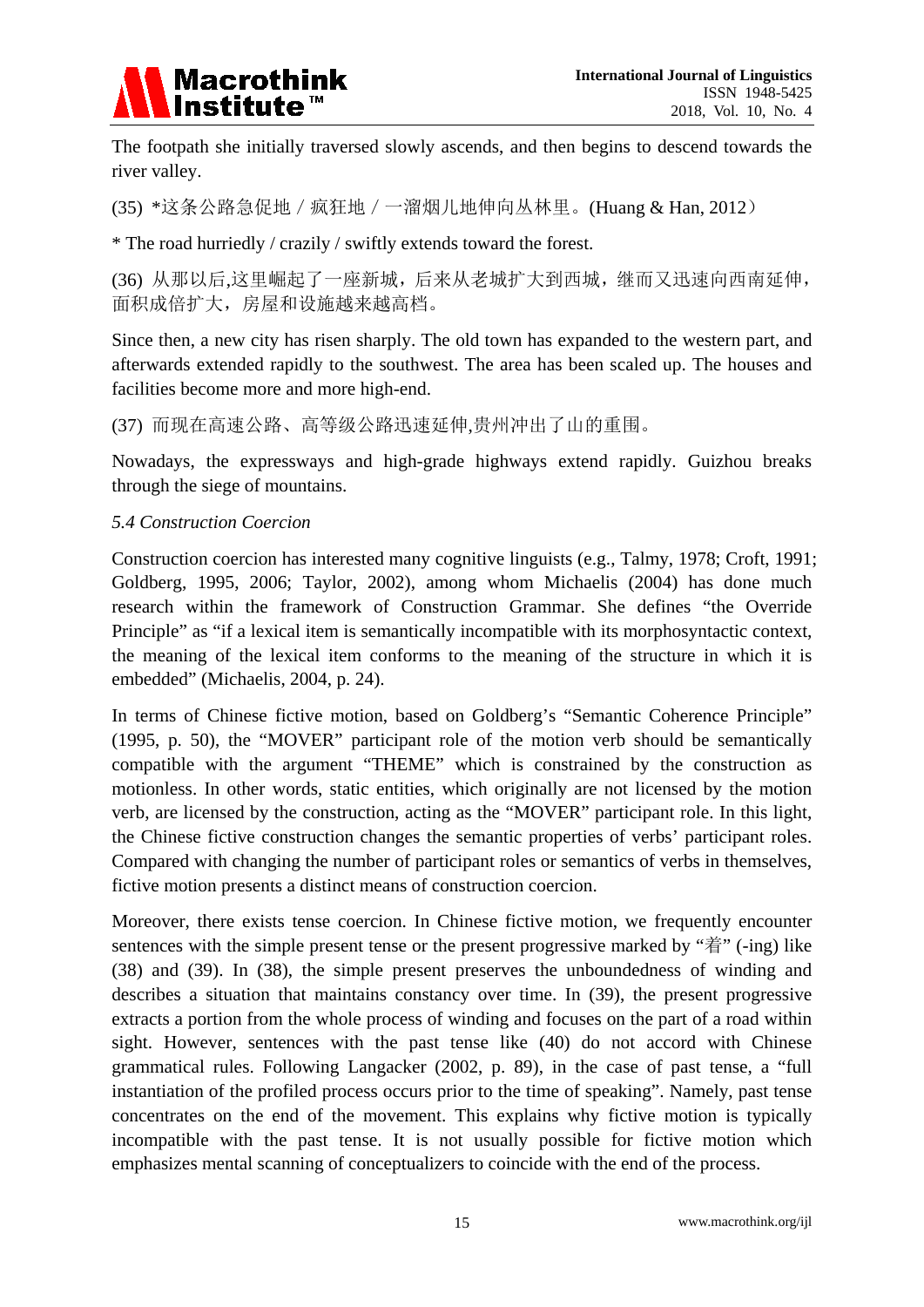The footpath she initially traversed slowly ascends, and then begins to descend towards the river valley.

(35) *这条公路急促地 / 疯狂地 / 一溜烟儿地伸向丛林里。(Huang & Han, 2012)

* The road hurriedly / crazily / swiftly extends toward the forest.

(36) 从那以后,这里崛起了一座新城，后来从老城扩大到西城，继而又迅速向西南延伸，面积成倍扩大，房屋和设施越来越高档。

Since then, a new city has risen sharply. The old town has expanded to the western part, and afterwards extended rapidly to the southwest. The area has been scaled up. The houses and facilities become more and more high-end.

(37) 而现在高速公路、高等级公路迅速延伸,贵州冲出了山的重围。

Nowadays, the expressways and high-grade highways extend rapidly. Guizhou breaks through the siege of mountains.

### *5.4 Construction Coercion*

Construction coercion has interested many cognitive linguists (e.g., Talmy, 1978; Croft, 1991; Goldberg, 1995, 2006; Taylor, 2002), among whom Michaelis (2004) has done much research within the framework of Construction Grammar. She defines "the Override Principle" as "if a lexical item is semantically incompatible with its morphosyntactic context, the meaning of the lexical item conforms to the meaning of the structure in which it is embedded" (Michaelis, 2004, p. 24).

In terms of Chinese fictive motion, based on Goldberg's "Semantic Coherence Principle" (1995, p. 50), the "MOVER" participant role of the motion verb should be semantically compatible with the argument "THEME" which is constrained by the construction as motionless. In other words, static entities, which originally are not licensed by the motion verb, are licensed by the construction, acting as the "MOVER" participant role. In this light, the Chinese fictive construction changes the semantic properties of verbs' participant roles. Compared with changing the number of participant roles or semantics of verbs in themselves, fictive motion presents a distinct means of construction coercion.

Moreover, there exists tense coercion. In Chinese fictive motion, we frequently encounter sentences with the simple present tense or the present progressive marked by "着" (-ing) like (38) and (39). In (38), the simple present preserves the unboundedness of winding and describes a situation that maintains constancy over time. In (39), the present progressive extracts a portion from the whole process of winding and focuses on the part of a road within sight. However, sentences with the past tense like (40) do not accord with Chinese grammatical rules. Following Langacker (2002, p. 89), in the case of past tense, a "full instantiation of the profiled process occurs prior to the time of speaking". Namely, past tense concentrates on the end of the movement. This explains why fictive motion is typically incompatible with the past tense. It is not usually possible for fictive motion which emphasizes mental scanning of conceptualizers to coincide with the end of the process.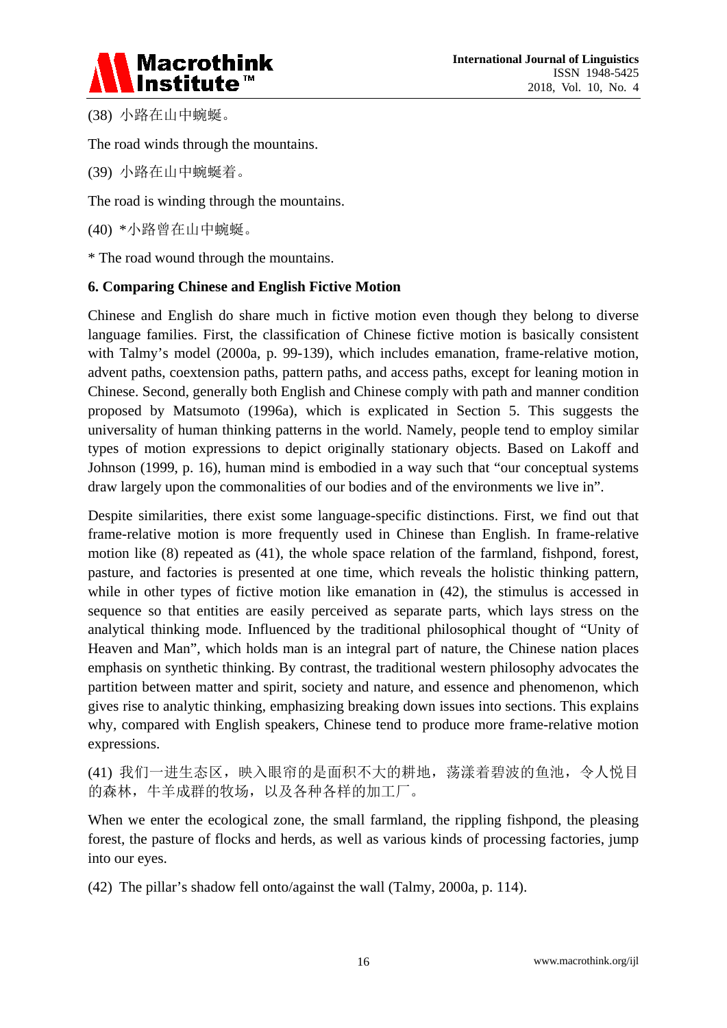(38) 小路在山中蜿蜒。

The road winds through the mountains.

(39) 小路在山中蜿蜒着。

The road is winding through the mountains.

(40) *小路曾在山中蜿蜒。

* The road wound through the mountains.

### 6. Comparing Chinese and English Fictive Motion

Chinese and English do share much in fictive motion even though they belong to diverse language families. First, the classification of Chinese fictive motion is basically consistent with Talmy's model (2000a, p. 99-139), which includes emanation, frame-relative motion, advent paths, coextension paths, pattern paths, and access paths, except for leaning motion in Chinese. Second, generally both English and Chinese comply with path and manner condition proposed by Matsumoto (1996a), which is explicated in Section 5. This suggests the universality of human thinking patterns in the world. Namely, people tend to employ similar types of motion expressions to depict originally stationary objects. Based on Lakoff and Johnson (1999, p. 16), human mind is embodied in a way such that "our conceptual systems draw largely upon the commonalities of our bodies and of the environments we live in".

Despite similarities, there exist some language-specific distinctions. First, we find out that frame-relative motion is more frequently used in Chinese than English. In frame-relative motion like (8) repeated as (41), the whole space relation of the farmland, fishpond, forest, pasture, and factories is presented at one time, which reveals the holistic thinking pattern, while in other types of fictive motion like emanation in (42), the stimulus is accessed in sequence so that entities are easily perceived as separate parts, which lays stress on the analytical thinking mode. Influenced by the traditional philosophical thought of "Unity of Heaven and Man", which holds man is an integral part of nature, the Chinese nation places emphasis on synthetic thinking. By contrast, the traditional western philosophy advocates the partition between matter and spirit, society and nature, and essence and phenomenon, which gives rise to analytic thinking, emphasizing breaking down issues into sections. This explains why, compared with English speakers, Chinese tend to produce more frame-relative motion expressions.

(41) 我们一进生态区，映入眼帘的是面积不大的耕地，荡漾着碧波的鱼池，令人悦目的森林，牛羊成群的牧场，以及各种各样的加工厂。

When we enter the ecological zone, the small farmland, the rippling fishpond, the pleasing forest, the pasture of flocks and herds, as well as various kinds of processing factories, jump into our eyes.

(42) The pillar's shadow fell onto/against the wall (Talmy, 2000a, p. 114).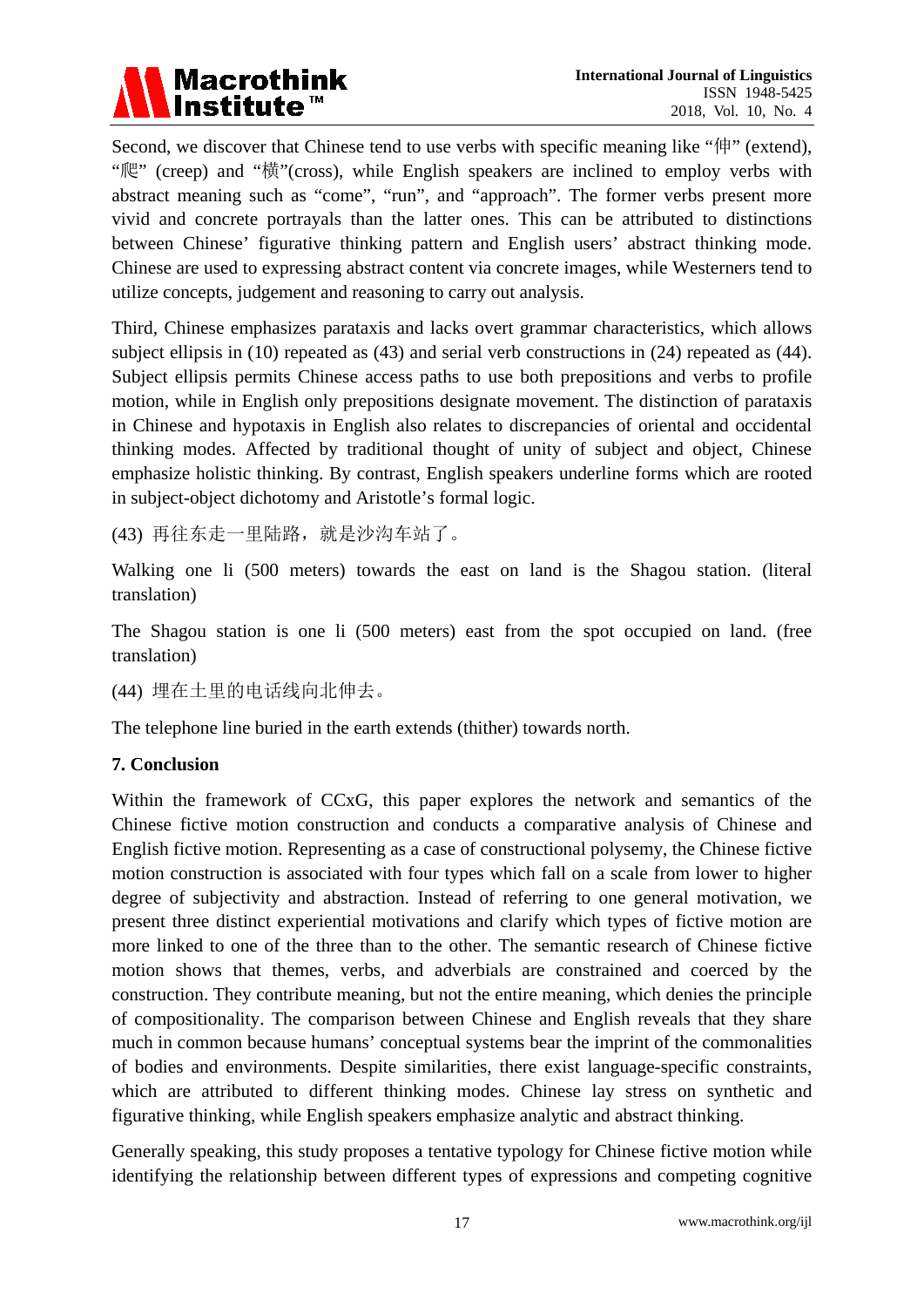Second, we discover that Chinese tend to use verbs with specific meaning like "伸" (extend), "爬" (creep) and "横"(cross), while English speakers are inclined to employ verbs with abstract meaning such as "come", "run", and "approach". The former verbs present more vivid and concrete portrayals than the latter ones. This can be attributed to distinctions between Chinese' figurative thinking pattern and English users' abstract thinking mode. Chinese are used to expressing abstract content via concrete images, while Westerners tend to utilize concepts, judgement and reasoning to carry out analysis.

Third, Chinese emphasizes parataxis and lacks overt grammar characteristics, which allows subject ellipsis in (10) repeated as (43) and serial verb constructions in (24) repeated as (44). Subject ellipsis permits Chinese access paths to use both prepositions and verbs to profile motion, while in English only prepositions designate movement. The distinction of parataxis in Chinese and hypotaxis in English also relates to discrepancies of oriental and occidental thinking modes. Affected by traditional thought of unity of subject and object, Chinese emphasize holistic thinking. By contrast, English speakers underline forms which are rooted in subject-object dichotomy and Aristotle's formal logic.

(43) 再往东走一里陆路，就是沙沟车站了。

Walking one li (500 meters) towards the east on land is the Shagou station. (literal translation)

The Shagou station is one li (500 meters) east from the spot occupied on land. (free translation)

(44) 埋在土里的电话线向北伸去。

The telephone line buried in the earth extends (thither) towards north.

**7. Conclusion**

Within the framework of CCxG, this paper explores the network and semantics of the Chinese fictive motion construction and conducts a comparative analysis of Chinese and English fictive motion. Representing as a case of constructional polysemy, the Chinese fictive motion construction is associated with four types which fall on a scale from lower to higher degree of subjectivity and abstraction. Instead of referring to one general motivation, we present three distinct experiential motivations and clarify which types of fictive motion are more linked to one of the three than to the other. The semantic research of Chinese fictive motion shows that themes, verbs, and adverbials are constrained and coerced by the construction. They contribute meaning, but not the entire meaning, which denies the principle of compositionality. The comparison between Chinese and English reveals that they share much in common because humans' conceptual systems bear the imprint of the commonalities of bodies and environments. Despite similarities, there exist language-specific constraints, which are attributed to different thinking modes. Chinese lay stress on synthetic and figurative thinking, while English speakers emphasize analytic and abstract thinking.

Generally speaking, this study proposes a tentative typology for Chinese fictive motion while identifying the relationship between different types of expressions and competing cognitive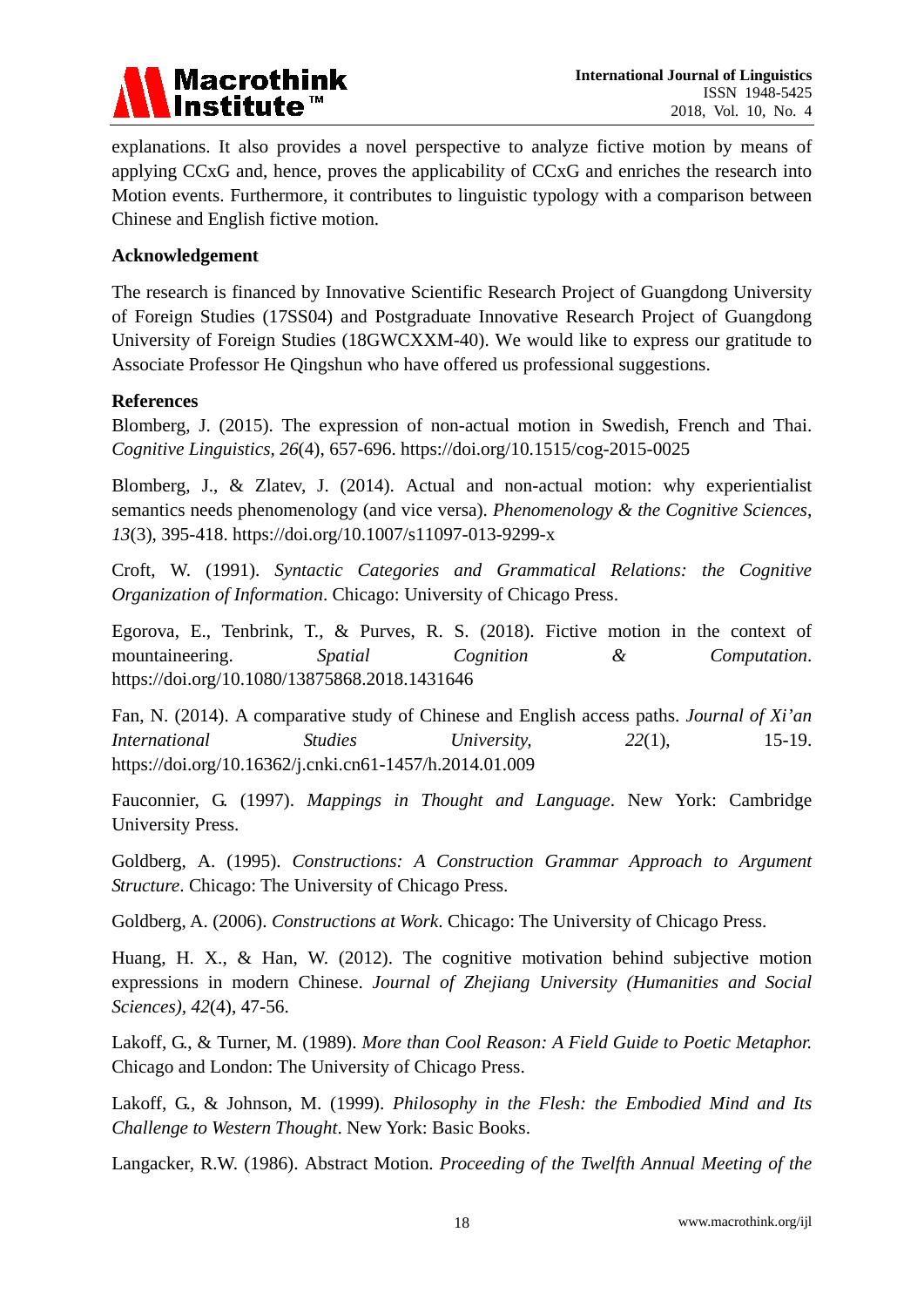explanations. It also provides a novel perspective to analyze fictive motion by means of applying CCxG and, hence, proves the applicability of CCxG and enriches the research into Motion events. Furthermore, it contributes to linguistic typology with a comparison between Chinese and English fictive motion.

## Acknowledgement

The research is financed by Innovative Scientific Research Project of Guangdong University of Foreign Studies (17SS04) and Postgraduate Innovative Research Project of Guangdong University of Foreign Studies (18GWCXXM-40). We would like to express our gratitude to Associate Professor He Qingshun who have offered us professional suggestions.

## References

Blomberg, J. (2015). The expression of non-actual motion in Swedish, French and Thai. *Cognitive Linguistics*, *26*(4), 657-696. https://doi.org/10.1515/cog-2015-0025

Blomberg, J., & Zlatev, J. (2014). Actual and non-actual motion: why experientialist semantics needs phenomenology (and vice versa). *Phenomenology & the Cognitive Sciences*, *13*(3), 395-418. https://doi.org/10.1007/s11097-013-9299-x

Croft, W. (1991). *Syntactic Categories and Grammatical Relations: the Cognitive Organization of Information*. Chicago: University of Chicago Press.

Egorova, E., Tenbrink, T., & Purves, R. S. (2018). Fictive motion in the context of mountaineering. *Spatial Cognition & Computation*. https://doi.org/10.1080/13875868.2018.1431646

Fan, N. (2014). A comparative study of Chinese and English access paths. *Journal of Xi'an International Studies University*, *22*(1), 15-19. https://doi.org/10.16362/j.cnki.cn61-1457/h.2014.01.009

Fauconnier, G. (1997). *Mappings in Thought and Language*. New York: Cambridge University Press.

Goldberg, A. (1995). *Constructions: A Construction Grammar Approach to Argument Structure*. Chicago: The University of Chicago Press.

Goldberg, A. (2006). *Constructions at Work*. Chicago: The University of Chicago Press.

Huang, H. X., & Han, W. (2012). The cognitive motivation behind subjective motion expressions in modern Chinese. *Journal of Zhejiang University (Humanities and Social Sciences)*, *42*(4), 47-56.

Lakoff, G., & Turner, M. (1989). *More than Cool Reason: A Field Guide to Poetic Metaphor.* Chicago and London: The University of Chicago Press.

Lakoff, G., & Johnson, M. (1999). *Philosophy in the Flesh: the Embodied Mind and Its Challenge to Western Thought*. New York: Basic Books.

Langacker, R.W. (1986). Abstract Motion. *Proceeding of the Twelfth Annual Meeting of the*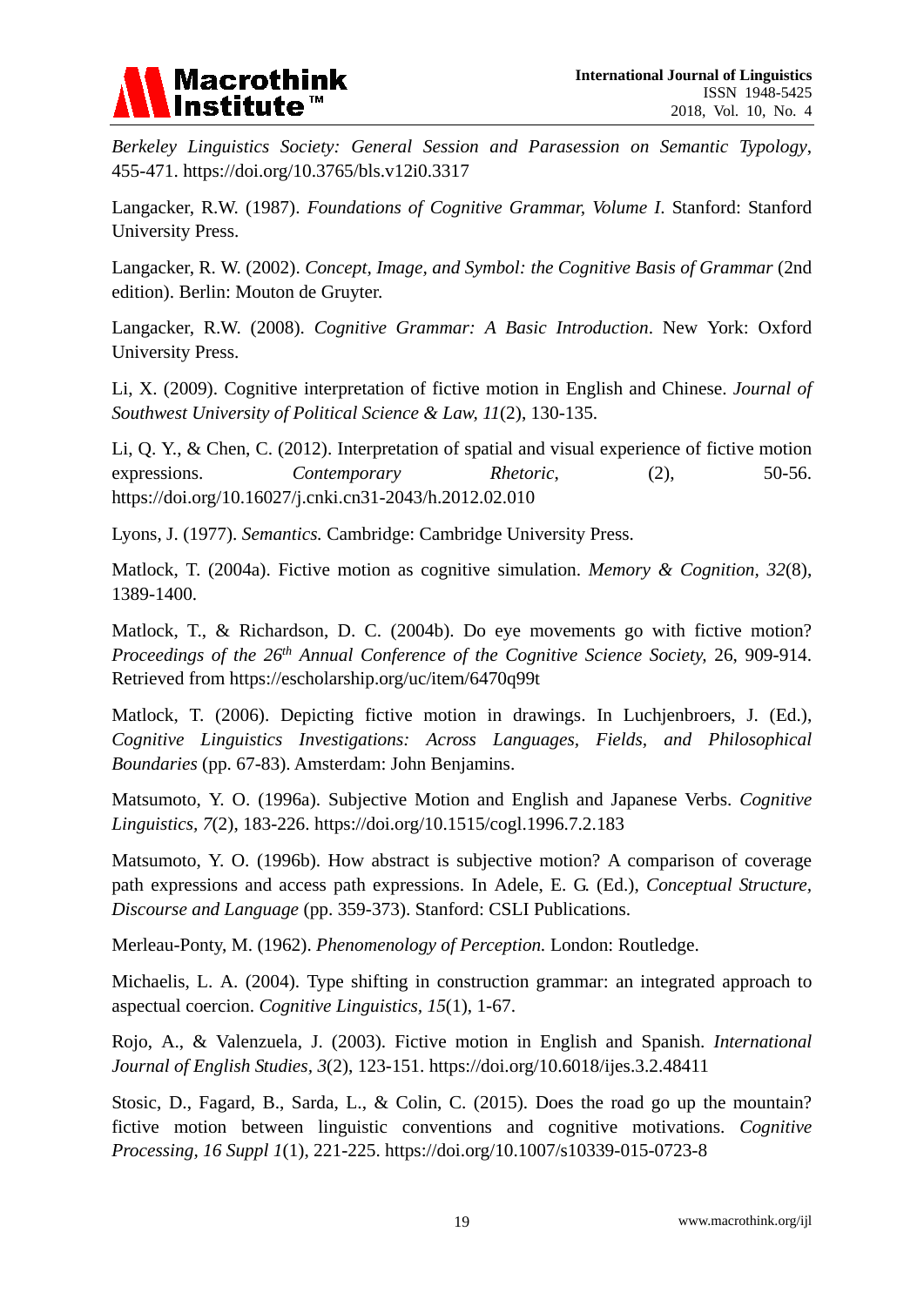*Berkeley Linguistics Society: General Session and Parasession on Semantic Typology*, 455-471. https://doi.org/10.3765/bls.v12i0.3317

Langacker, R.W. (1987). *Foundations of Cognitive Grammar, Volume I*. Stanford: Stanford University Press.

Langacker, R. W. (2002). *Concept, Image, and Symbol: the Cognitive Basis of Grammar* (2nd edition). Berlin: Mouton de Gruyter.

Langacker, R.W. (2008). *Cognitive Grammar: A Basic Introduction*. New York: Oxford University Press.

Li, X. (2009). Cognitive interpretation of fictive motion in English and Chinese. *Journal of Southwest University of Political Science & Law, 11*(2), 130-135.

Li, Q. Y., & Chen, C. (2012). Interpretation of spatial and visual experience of fictive motion expressions. *Contemporary Rhetoric*, (2), 50-56. https://doi.org/10.16027/j.cnki.cn31-2043/h.2012.02.010

Lyons, J. (1977). *Semantics.* Cambridge: Cambridge University Press.

Matlock, T. (2004a). Fictive motion as cognitive simulation. *Memory & Cognition*, *32*(8), 1389-1400.

Matlock, T., & Richardson, D. C. (2004b). Do eye movements go with fictive motion? *Proceedings of the 26th Annual Conference of the Cognitive Science Society,* 26, 909-914. Retrieved from https://escholarship.org/uc/item/6470q99t

Matlock, T. (2006). Depicting fictive motion in drawings. In Luchjenbroers, J. (Ed.), *Cognitive Linguistics Investigations: Across Languages, Fields, and Philosophical Boundaries* (pp. 67-83). Amsterdam: John Benjamins.

Matsumoto, Y. O. (1996a). Subjective Motion and English and Japanese Verbs. *Cognitive Linguistics*, *7*(2), 183-226. https://doi.org/10.1515/cogl.1996.7.2.183

Matsumoto, Y. O. (1996b). How abstract is subjective motion? A comparison of coverage path expressions and access path expressions. In Adele, E. G. (Ed.), *Conceptual Structure, Discourse and Language* (pp. 359-373). Stanford: CSLI Publications.

Merleau-Ponty, M. (1962). *Phenomenology of Perception.* London: Routledge.

Michaelis, L. A. (2004). Type shifting in construction grammar: an integrated approach to aspectual coercion. *Cognitive Linguistics*, *15*(1), 1-67.

Rojo, A., & Valenzuela, J. (2003). Fictive motion in English and Spanish. *International Journal of English Studies*, *3*(2), 123-151. https://doi.org/10.6018/ijes.3.2.48411

Stosic, D., Fagard, B., Sarda, L., & Colin, C. (2015). Does the road go up the mountain? fictive motion between linguistic conventions and cognitive motivations. *Cognitive Processing*, *16 Suppl 1*(1), 221-225. https://doi.org/10.1007/s10339-015-0723-8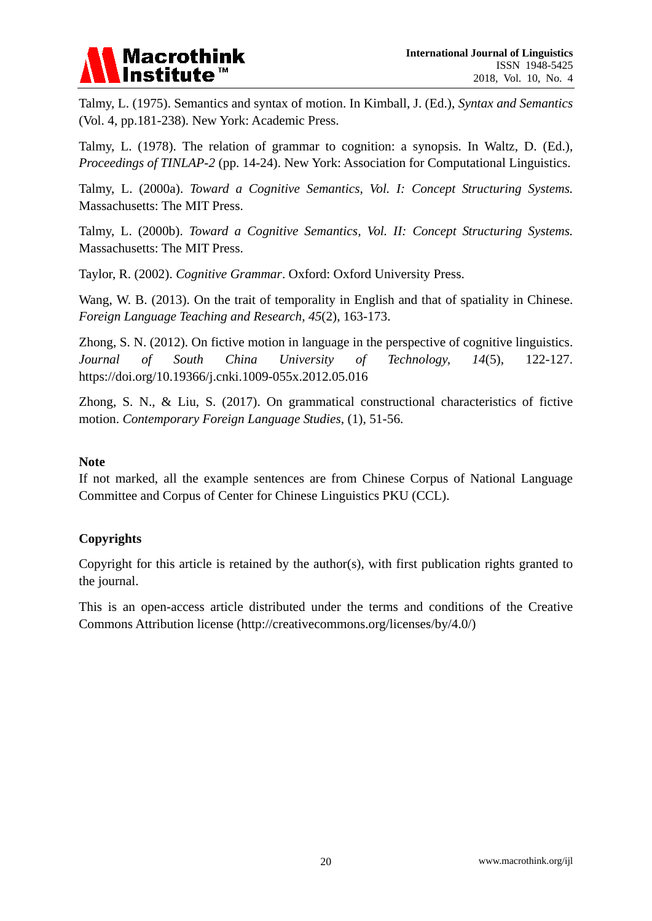Talmy, L. (1975). Semantics and syntax of motion. In Kimball, J. (Ed.), *Syntax and Semantics* (Vol. 4, pp.181-238). New York: Academic Press.

Talmy, L. (1978). The relation of grammar to cognition: a synopsis. In Waltz, D. (Ed.), *Proceedings of TINLAP-2* (pp. 14-24). New York: Association for Computational Linguistics.

Talmy, L. (2000a). *Toward a Cognitive Semantics, Vol. I: Concept Structuring Systems.* Massachusetts: The MIT Press.

Talmy, L. (2000b). *Toward a Cognitive Semantics, Vol. II: Concept Structuring Systems.* Massachusetts: The MIT Press.

Taylor, R. (2002). *Cognitive Grammar*. Oxford: Oxford University Press.

Wang, W. B. (2013). On the trait of temporality in English and that of spatiality in Chinese. *Foreign Language Teaching and Research, 45*(2), 163-173.

Zhong, S. N. (2012). On fictive motion in language in the perspective of cognitive linguistics. *Journal of South China University of Technology, 14*(5), 122-127. https://doi.org/10.19366/j.cnki.1009-055x.2012.05.016

Zhong, S. N., & Liu, S. (2017). On grammatical constructional characteristics of fictive motion. *Contemporary Foreign Language Studies*, (1), 51-56.

**Note**

If not marked, all the example sentences are from Chinese Corpus of National Language Committee and Corpus of Center for Chinese Linguistics PKU (CCL).

**Copyrights**

Copyright for this article is retained by the author(s), with first publication rights granted to the journal.

This is an open-access article distributed under the terms and conditions of the Creative Commons Attribution license (http://creativecommons.org/licenses/by/4.0/)